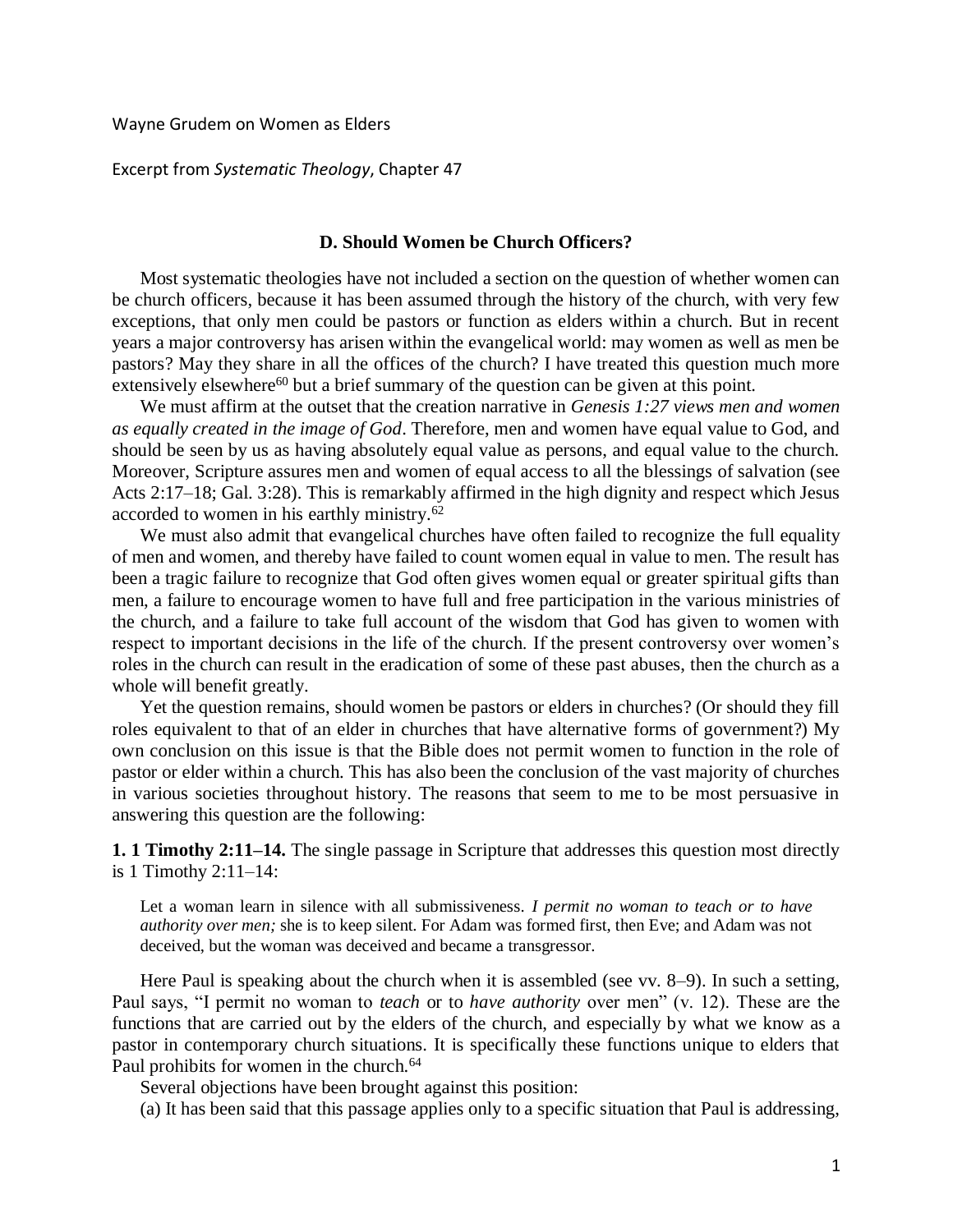Wayne Grudem on Women as Elders

Excerpt from *Systematic Theology*, Chapter 47

## D. Should Women be Church Officers?

Most systematic theologies have not included a section on the question of whether women can be church officers, because it has been assumed through the history of the church, with very few exceptions, that only men could be pastors or function as elders within a church. But in recent years a major controversy has arisen within the evangelical world: may women as well as men be pastors? May they share in all the offices of the church? I have treated this question much more extensively elsewhere[60] but a brief summary of the question can be given at this point.

We must affirm at the outset that the creation narrative in *Genesis 1:27 views men and women as equally created in the image of God*. Therefore, men and women have equal value to God, and should be seen by us as having absolutely equal value as persons, and equal value to the church. Moreover, Scripture assures men and women of equal access to all the blessings of salvation (see Acts 2:17–18; Gal. 3:28). This is remarkably affirmed in the high dignity and respect which Jesus accorded to women in his earthly ministry.[62]

We must also admit that evangelical churches have often failed to recognize the full equality of men and women, and thereby have failed to count women equal in value to men. The result has been a tragic failure to recognize that God often gives women equal or greater spiritual gifts than men, a failure to encourage women to have full and free participation in the various ministries of the church, and a failure to take full account of the wisdom that God has given to women with respect to important decisions in the life of the church. If the present controversy over women's roles in the church can result in the eradication of some of these past abuses, then the church as a whole will benefit greatly.

Yet the question remains, should women be pastors or elders in churches? (Or should they fill roles equivalent to that of an elder in churches that have alternative forms of government?) My own conclusion on this issue is that the Bible does not permit women to function in the role of pastor or elder within a church. This has also been the conclusion of the vast majority of churches in various societies throughout history. The reasons that seem to me to be most persuasive in answering this question are the following:

**1. 1 Timothy 2:11–14.** The single passage in Scripture that addresses this question most directly is 1 Timothy 2:11–14:

> Let a woman learn in silence with all submissiveness. *I permit no woman to teach or to have authority over men;* she is to keep silent. For Adam was formed first, then Eve; and Adam was not deceived, but the woman was deceived and became a transgressor.

Here Paul is speaking about the church when it is assembled (see vv. 8–9). In such a setting, Paul says, "I permit no woman to *teach* or to *have authority* over men" (v. 12). These are the functions that are carried out by the elders of the church, and especially by what we know as a pastor in contemporary church situations. It is specifically these functions unique to elders that Paul prohibits for women in the church.[64]

Several objections have been brought against this position:

(a) It has been said that this passage applies only to a specific situation that Paul is addressing,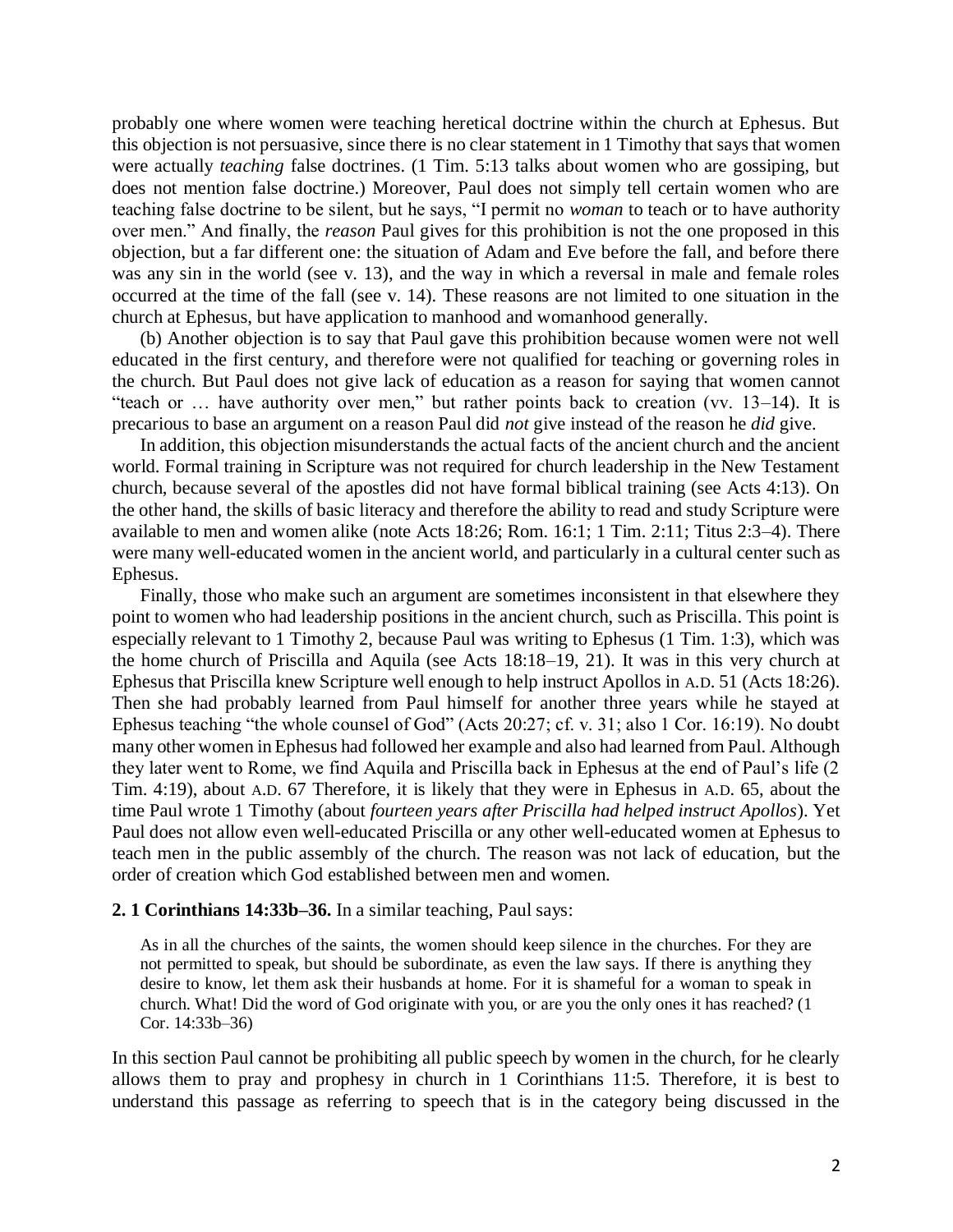probably one where women were teaching heretical doctrine within the church at Ephesus. But this objection is not persuasive, since there is no clear statement in 1 Timothy that says that women were actually *teaching* false doctrines. (1 Tim. 5:13 talks about women who are gossiping, but does not mention false doctrine.) Moreover, Paul does not simply tell certain women who are teaching false doctrine to be silent, but he says, "I permit no *woman* to teach or to have authority over men." And finally, the *reason* Paul gives for this prohibition is not the one proposed in this objection, but a far different one: the situation of Adam and Eve before the fall, and before there was any sin in the world (see v. 13), and the way in which a reversal in male and female roles occurred at the time of the fall (see v. 14). These reasons are not limited to one situation in the church at Ephesus, but have application to manhood and womanhood generally.

(b) Another objection is to say that Paul gave this prohibition because women were not well educated in the first century, and therefore were not qualified for teaching or governing roles in the church. But Paul does not give lack of education as a reason for saying that women cannot "teach or … have authority over men," but rather points back to creation (vv. 13–14). It is precarious to base an argument on a reason Paul did *not* give instead of the reason he *did* give.

In addition, this objection misunderstands the actual facts of the ancient church and the ancient world. Formal training in Scripture was not required for church leadership in the New Testament church, because several of the apostles did not have formal biblical training (see Acts 4:13). On the other hand, the skills of basic literacy and therefore the ability to read and study Scripture were available to men and women alike (note Acts 18:26; Rom. 16:1; 1 Tim. 2:11; Titus 2:3–4). There were many well-educated women in the ancient world, and particularly in a cultural center such as Ephesus.

Finally, those who make such an argument are sometimes inconsistent in that elsewhere they point to women who had leadership positions in the ancient church, such as Priscilla. This point is especially relevant to 1 Timothy 2, because Paul was writing to Ephesus (1 Tim. 1:3), which was the home church of Priscilla and Aquila (see Acts 18:18–19, 21). It was in this very church at Ephesus that Priscilla knew Scripture well enough to help instruct Apollos in A.D. 51 (Acts 18:26). Then she had probably learned from Paul himself for another three years while he stayed at Ephesus teaching "the whole counsel of God" (Acts 20:27; cf. v. 31; also 1 Cor. 16:19). No doubt many other women in Ephesus had followed her example and also had learned from Paul. Although they later went to Rome, we find Aquila and Priscilla back in Ephesus at the end of Paul's life (2 Tim. 4:19), about A.D. 67 Therefore, it is likely that they were in Ephesus in A.D. 65, about the time Paul wrote 1 Timothy (about *fourteen years after Priscilla had helped instruct Apollos*). Yet Paul does not allow even well-educated Priscilla or any other well-educated women at Ephesus to teach men in the public assembly of the church. The reason was not lack of education, but the order of creation which God established between men and women.

**2. 1 Corinthians 14:33b–36.** In a similar teaching, Paul says:

> As in all the churches of the saints, the women should keep silence in the churches. For they are not permitted to speak, but should be subordinate, as even the law says. If there is anything they desire to know, let them ask their husbands at home. For it is shameful for a woman to speak in church. What! Did the word of God originate with you, or are you the only ones it has reached? (1 Cor. 14:33b–36)

In this section Paul cannot be prohibiting all public speech by women in the church, for he clearly allows them to pray and prophesy in church in 1 Corinthians 11:5. Therefore, it is best to understand this passage as referring to speech that is in the category being discussed in the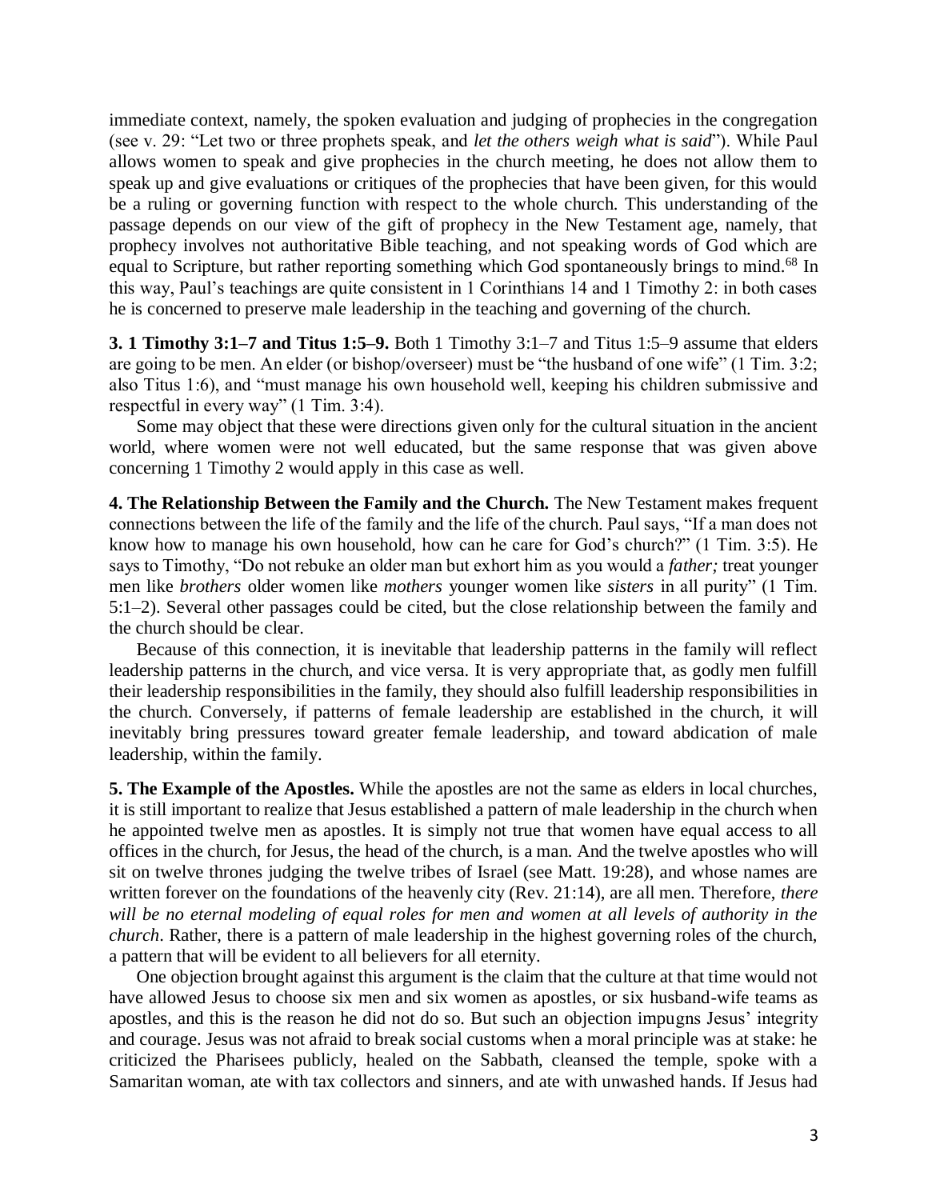immediate context, namely, the spoken evaluation and judging of prophecies in the congregation (see v. 29: "Let two or three prophets speak, and *let the others weigh what is said*"). While Paul allows women to speak and give prophecies in the church meeting, he does not allow them to speak up and give evaluations or critiques of the prophecies that have been given, for this would be a ruling or governing function with respect to the whole church. This understanding of the passage depends on our view of the gift of prophecy in the New Testament age, namely, that prophecy involves not authoritative Bible teaching, and not speaking words of God which are equal to Scripture, but rather reporting something which God spontaneously brings to mind.[68] In this way, Paul's teachings are quite consistent in 1 Corinthians 14 and 1 Timothy 2: in both cases he is concerned to preserve male leadership in the teaching and governing of the church.

**3. 1 Timothy 3:1–7 and Titus 1:5–9.** Both 1 Timothy 3:1–7 and Titus 1:5–9 assume that elders are going to be men. An elder (or bishop/overseer) must be "the husband of one wife" (1 Tim. 3:2; also Titus 1:6), and "must manage his own household well, keeping his children submissive and respectful in every way" (1 Tim. 3:4).

Some may object that these were directions given only for the cultural situation in the ancient world, where women were not well educated, but the same response that was given above concerning 1 Timothy 2 would apply in this case as well.

**4. The Relationship Between the Family and the Church.** The New Testament makes frequent connections between the life of the family and the life of the church. Paul says, "If a man does not know how to manage his own household, how can he care for God's church?" (1 Tim. 3:5). He says to Timothy, "Do not rebuke an older man but exhort him as you would a *father;* treat younger men like *brothers* older women like *mothers* younger women like *sisters* in all purity" (1 Tim. 5:1–2). Several other passages could be cited, but the close relationship between the family and the church should be clear.

Because of this connection, it is inevitable that leadership patterns in the family will reflect leadership patterns in the church, and vice versa. It is very appropriate that, as godly men fulfill their leadership responsibilities in the family, they should also fulfill leadership responsibilities in the church. Conversely, if patterns of female leadership are established in the church, it will inevitably bring pressures toward greater female leadership, and toward abdication of male leadership, within the family.

**5. The Example of the Apostles.** While the apostles are not the same as elders in local churches, it is still important to realize that Jesus established a pattern of male leadership in the church when he appointed twelve men as apostles. It is simply not true that women have equal access to all offices in the church, for Jesus, the head of the church, is a man. And the twelve apostles who will sit on twelve thrones judging the twelve tribes of Israel (see Matt. 19:28), and whose names are written forever on the foundations of the heavenly city (Rev. 21:14), are all men. Therefore, *there will be no eternal modeling of equal roles for men and women at all levels of authority in the church*. Rather, there is a pattern of male leadership in the highest governing roles of the church, a pattern that will be evident to all believers for all eternity.

One objection brought against this argument is the claim that the culture at that time would not have allowed Jesus to choose six men and six women as apostles, or six husband-wife teams as apostles, and this is the reason he did not do so. But such an objection impugns Jesus' integrity and courage. Jesus was not afraid to break social customs when a moral principle was at stake: he criticized the Pharisees publicly, healed on the Sabbath, cleansed the temple, spoke with a Samaritan woman, ate with tax collectors and sinners, and ate with unwashed hands. If Jesus had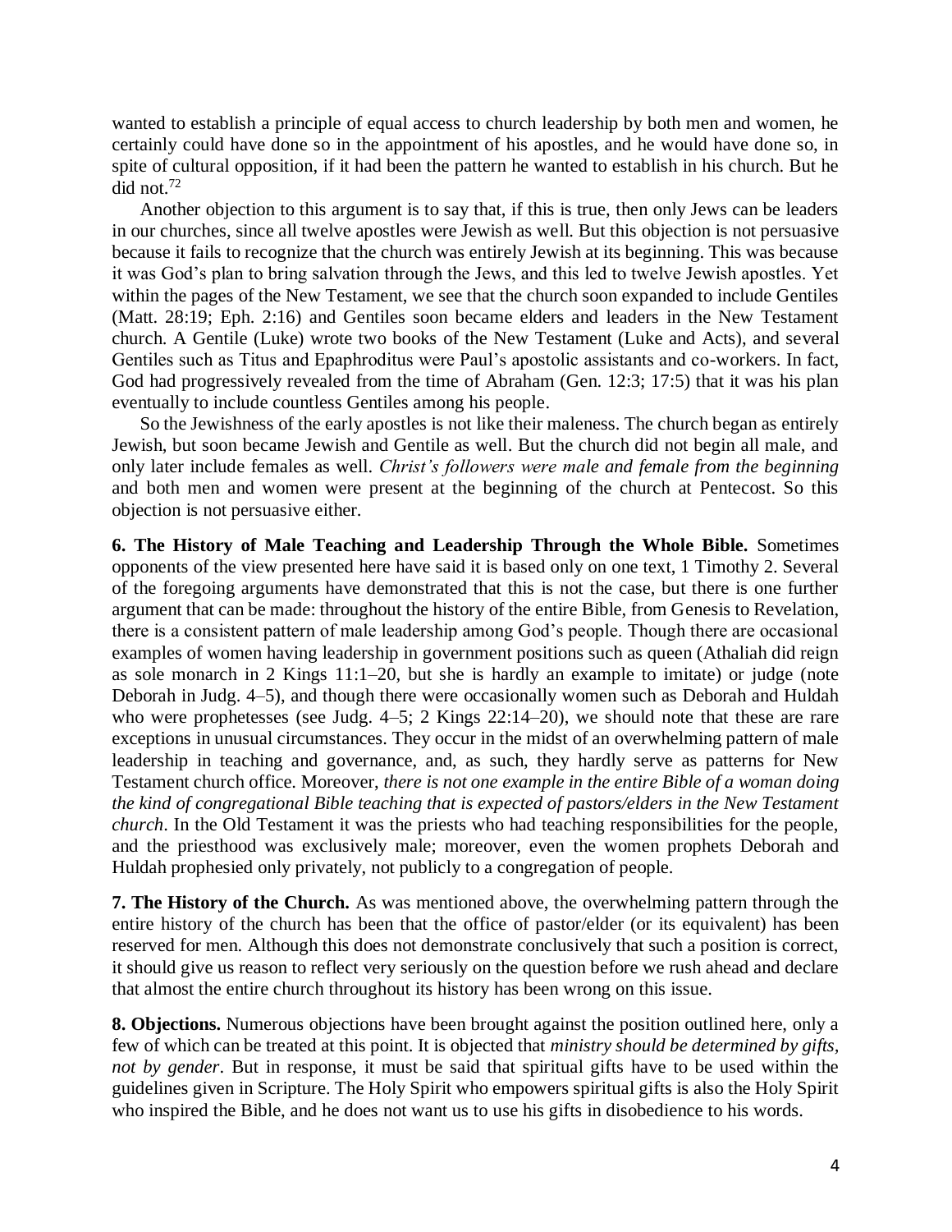wanted to establish a principle of equal access to church leadership by both men and women, he certainly could have done so in the appointment of his apostles, and he would have done so, in spite of cultural opposition, if it had been the pattern he wanted to establish in his church. But he did not.[72]

Another objection to this argument is to say that, if this is true, then only Jews can be leaders in our churches, since all twelve apostles were Jewish as well. But this objection is not persuasive because it fails to recognize that the church was entirely Jewish at its beginning. This was because it was God's plan to bring salvation through the Jews, and this led to twelve Jewish apostles. Yet within the pages of the New Testament, we see that the church soon expanded to include Gentiles (Matt. 28:19; Eph. 2:16) and Gentiles soon became elders and leaders in the New Testament church. A Gentile (Luke) wrote two books of the New Testament (Luke and Acts), and several Gentiles such as Titus and Epaphroditus were Paul's apostolic assistants and co-workers. In fact, God had progressively revealed from the time of Abraham (Gen. 12:3; 17:5) that it was his plan eventually to include countless Gentiles among his people.

So the Jewishness of the early apostles is not like their maleness. The church began as entirely Jewish, but soon became Jewish and Gentile as well. But the church did not begin all male, and only later include females as well. *Christ's followers were male and female from the beginning* and both men and women were present at the beginning of the church at Pentecost. So this objection is not persuasive either.

**6. The History of Male Teaching and Leadership Through the Whole Bible.** Sometimes opponents of the view presented here have said it is based only on one text, 1 Timothy 2. Several of the foregoing arguments have demonstrated that this is not the case, but there is one further argument that can be made: throughout the history of the entire Bible, from Genesis to Revelation, there is a consistent pattern of male leadership among God's people. Though there are occasional examples of women having leadership in government positions such as queen (Athaliah did reign as sole monarch in 2 Kings 11:1–20, but she is hardly an example to imitate) or judge (note Deborah in Judg. 4–5), and though there were occasionally women such as Deborah and Huldah who were prophetesses (see Judg. 4–5; 2 Kings 22:14–20), we should note that these are rare exceptions in unusual circumstances. They occur in the midst of an overwhelming pattern of male leadership in teaching and governance, and, as such, they hardly serve as patterns for New Testament church office. Moreover, *there is not one example in the entire Bible of a woman doing the kind of congregational Bible teaching that is expected of pastors/elders in the New Testament church*. In the Old Testament it was the priests who had teaching responsibilities for the people, and the priesthood was exclusively male; moreover, even the women prophets Deborah and Huldah prophesied only privately, not publicly to a congregation of people.

**7. The History of the Church.** As was mentioned above, the overwhelming pattern through the entire history of the church has been that the office of pastor/elder (or its equivalent) has been reserved for men. Although this does not demonstrate conclusively that such a position is correct, it should give us reason to reflect very seriously on the question before we rush ahead and declare that almost the entire church throughout its history has been wrong on this issue.

**8. Objections.** Numerous objections have been brought against the position outlined here, only a few of which can be treated at this point. It is objected that *ministry should be determined by gifts, not by gender*. But in response, it must be said that spiritual gifts have to be used within the guidelines given in Scripture. The Holy Spirit who empowers spiritual gifts is also the Holy Spirit who inspired the Bible, and he does not want us to use his gifts in disobedience to his words.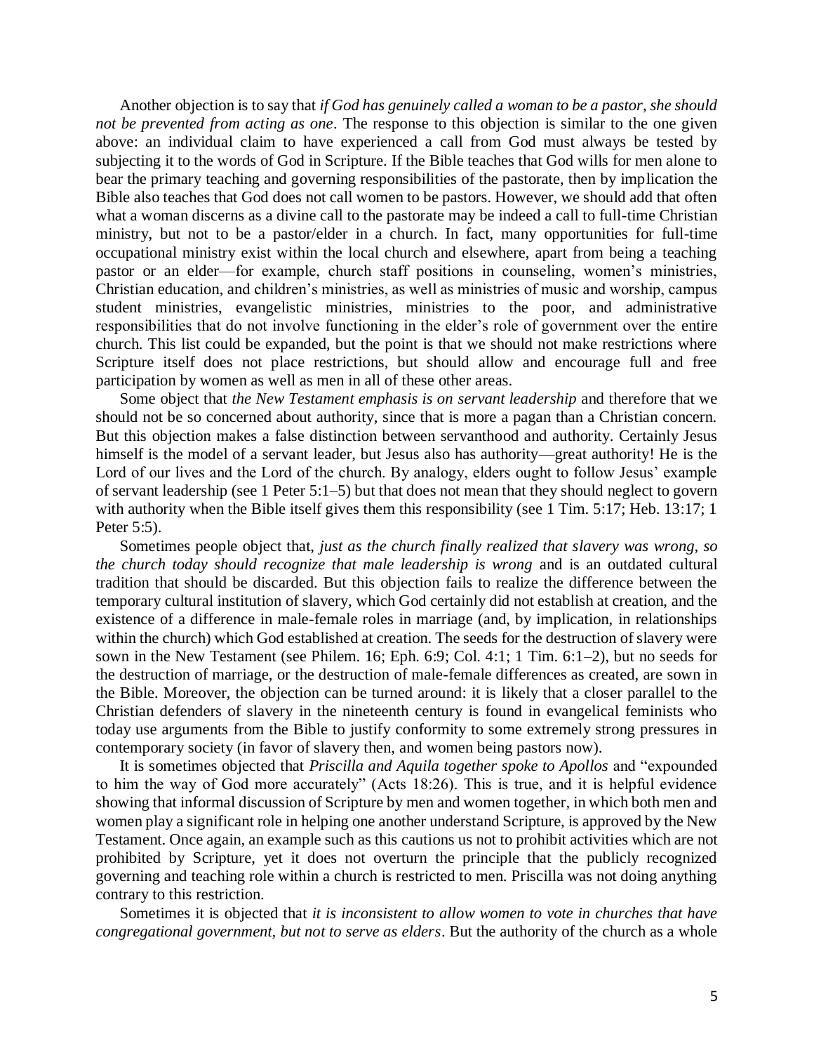Another objection is to say that *if God has genuinely called a woman to be a pastor, she should not be prevented from acting as one*. The response to this objection is similar to the one given above: an individual claim to have experienced a call from God must always be tested by subjecting it to the words of God in Scripture. If the Bible teaches that God wills for men alone to bear the primary teaching and governing responsibilities of the pastorate, then by implication the Bible also teaches that God does not call women to be pastors. However, we should add that often what a woman discerns as a divine call to the pastorate may be indeed a call to full-time Christian ministry, but not to be a pastor/elder in a church. In fact, many opportunities for full-time occupational ministry exist within the local church and elsewhere, apart from being a teaching pastor or an elder—for example, church staff positions in counseling, women's ministries, Christian education, and children's ministries, as well as ministries of music and worship, campus student ministries, evangelistic ministries, ministries to the poor, and administrative responsibilities that do not involve functioning in the elder's role of government over the entire church. This list could be expanded, but the point is that we should not make restrictions where Scripture itself does not place restrictions, but should allow and encourage full and free participation by women as well as men in all of these other areas.

Some object that *the New Testament emphasis is on servant leadership* and therefore that we should not be so concerned about authority, since that is more a pagan than a Christian concern. But this objection makes a false distinction between servanthood and authority. Certainly Jesus himself is the model of a servant leader, but Jesus also has authority—great authority! He is the Lord of our lives and the Lord of the church. By analogy, elders ought to follow Jesus' example of servant leadership (see 1 Peter 5:1–5) but that does not mean that they should neglect to govern with authority when the Bible itself gives them this responsibility (see 1 Tim. 5:17; Heb. 13:17; 1 Peter 5:5).

Sometimes people object that, *just as the church finally realized that slavery was wrong, so the church today should recognize that male leadership is wrong* and is an outdated cultural tradition that should be discarded. But this objection fails to realize the difference between the temporary cultural institution of slavery, which God certainly did not establish at creation, and the existence of a difference in male-female roles in marriage (and, by implication, in relationships within the church) which God established at creation. The seeds for the destruction of slavery were sown in the New Testament (see Philem. 16; Eph. 6:9; Col. 4:1; 1 Tim. 6:1–2), but no seeds for the destruction of marriage, or the destruction of male-female differences as created, are sown in the Bible. Moreover, the objection can be turned around: it is likely that a closer parallel to the Christian defenders of slavery in the nineteenth century is found in evangelical feminists who today use arguments from the Bible to justify conformity to some extremely strong pressures in contemporary society (in favor of slavery then, and women being pastors now).

It is sometimes objected that *Priscilla and Aquila together spoke to Apollos* and "expounded to him the way of God more accurately" (Acts 18:26). This is true, and it is helpful evidence showing that informal discussion of Scripture by men and women together, in which both men and women play a significant role in helping one another understand Scripture, is approved by the New Testament. Once again, an example such as this cautions us not to prohibit activities which are not prohibited by Scripture, yet it does not overturn the principle that the publicly recognized governing and teaching role within a church is restricted to men. Priscilla was not doing anything contrary to this restriction.

Sometimes it is objected that *it is inconsistent to allow women to vote in churches that have congregational government, but not to serve as elders*. But the authority of the church as a whole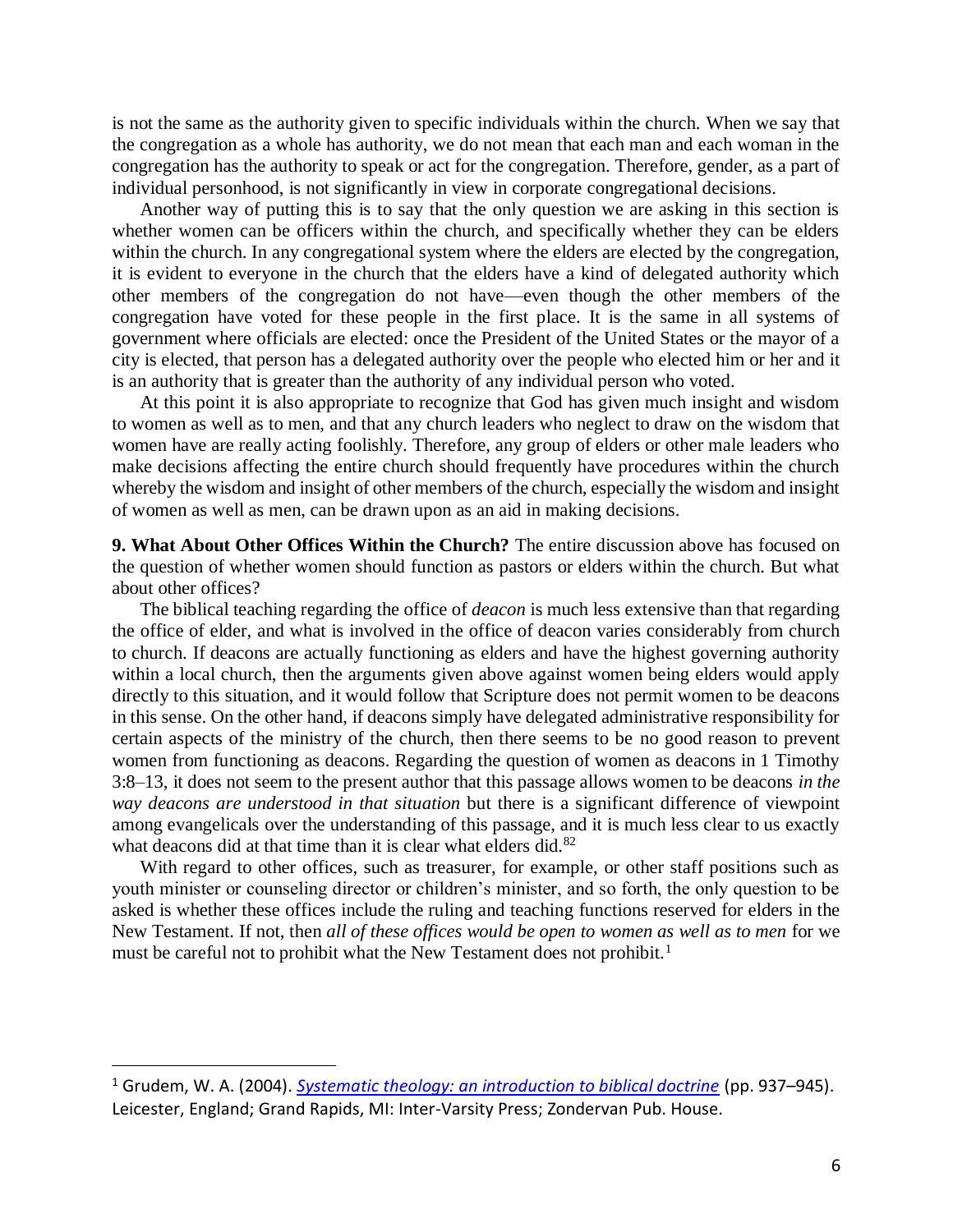is not the same as the authority given to specific individuals within the church. When we say that the congregation as a whole has authority, we do not mean that each man and each woman in the congregation has the authority to speak or act for the congregation. Therefore, gender, as a part of individual personhood, is not significantly in view in corporate congregational decisions.

Another way of putting this is to say that the only question we are asking in this section is whether women can be officers within the church, and specifically whether they can be elders within the church. In any congregational system where the elders are elected by the congregation, it is evident to everyone in the church that the elders have a kind of delegated authority which other members of the congregation do not have—even though the other members of the congregation have voted for these people in the first place. It is the same in all systems of government where officials are elected: once the President of the United States or the mayor of a city is elected, that person has a delegated authority over the people who elected him or her and it is an authority that is greater than the authority of any individual person who voted.

At this point it is also appropriate to recognize that God has given much insight and wisdom to women as well as to men, and that any church leaders who neglect to draw on the wisdom that women have are really acting foolishly. Therefore, any group of elders or other male leaders who make decisions affecting the entire church should frequently have procedures within the church whereby the wisdom and insight of other members of the church, especially the wisdom and insight of women as well as men, can be drawn upon as an aid in making decisions.

**9. What About Other Offices Within the Church?** The entire discussion above has focused on the question of whether women should function as pastors or elders within the church. But what about other offices?

The biblical teaching regarding the office of *deacon* is much less extensive than that regarding the office of elder, and what is involved in the office of deacon varies considerably from church to church. If deacons are actually functioning as elders and have the highest governing authority within a local church, then the arguments given above against women being elders would apply directly to this situation, and it would follow that Scripture does not permit women to be deacons in this sense. On the other hand, if deacons simply have delegated administrative responsibility for certain aspects of the ministry of the church, then there seems to be no good reason to prevent women from functioning as deacons. Regarding the question of women as deacons in 1 Timothy 3:8–13, it does not seem to the present author that this passage allows women to be deacons *in the way deacons are understood in that situation* but there is a significant difference of viewpoint among evangelicals over the understanding of this passage, and it is much less clear to us exactly what deacons did at that time than it is clear what elders did.[82]

With regard to other offices, such as treasurer, for example, or other staff positions such as youth minister or counseling director or children's minister, and so forth, the only question to be asked is whether these offices include the ruling and teaching functions reserved for elders in the New Testament. If not, then *all of these offices would be open to women as well as to men* for we must be careful not to prohibit what the New Testament does not prohibit.[1]

---

[1] Grudem, W. A. (2004). *Systematic theology: an introduction to biblical doctrine* (pp. 937–945). Leicester, England; Grand Rapids, MI: Inter-Varsity Press; Zondervan Pub. House.